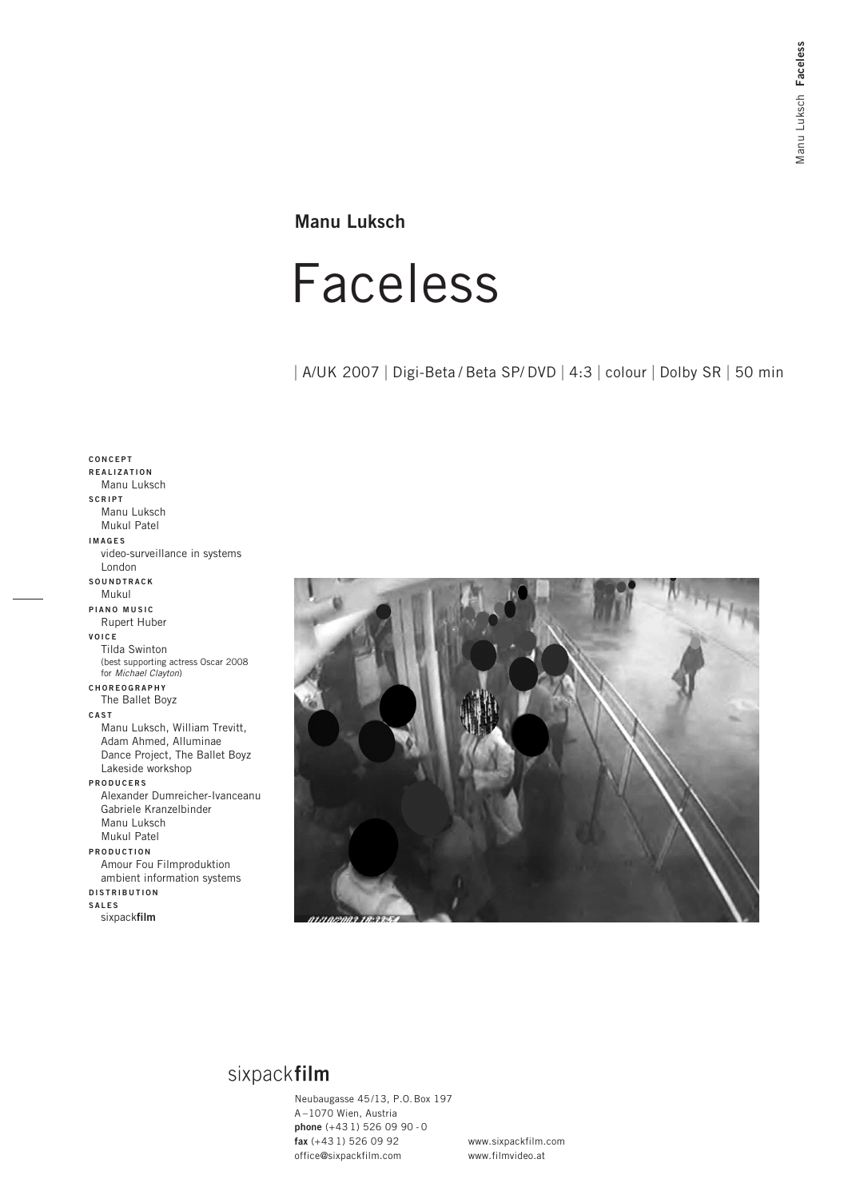**Manu Luksch**

# Faceless

| A/UK 2007 | Digi-Beta / Beta SP/ DVD | 4:3 | colour | Dolby SR | 50 min

**CONCEPT**
**REALIZATION**
Manu Luksch

**SCRIPT**
Manu Luksch
Mukul Patel

**IMAGES**
video-surveillance in systems London

**SOUNDTRACK**
Mukul

**PIANO MUSIC**
Rupert Huber

**VOICE**
Tilda Swinton
(best supporting actress Oscar 2008 for *Michael Clayton*)

**CHOREOGRAPHY**
The Ballet Boyz

**CAST**
Manu Luksch, William Trevitt, Adam Ahmed, Alluminae Dance Project, The Ballet Boyz Lakeside workshop

**PRODUCERS**
Alexander Dumreicher-Ivanceanu
Gabriele Kranzelbinder
Manu Luksch
Mukul Patel

**PRODUCTION**
Amour Fou Filmproduktion
ambient information systems

**DISTRIBUTION**
**SALES**
sixpack**film**

sixpack**film**

Neubaugasse 45/13, P.O. Box 197
A – 1070 Wien, Austria
**phone** (+43 1) 526 09 90 - 0
**fax** (+43 1) 526 09 92
office@sixpackfilm.com

www.sixpackfilm.com
www.filmvideo.at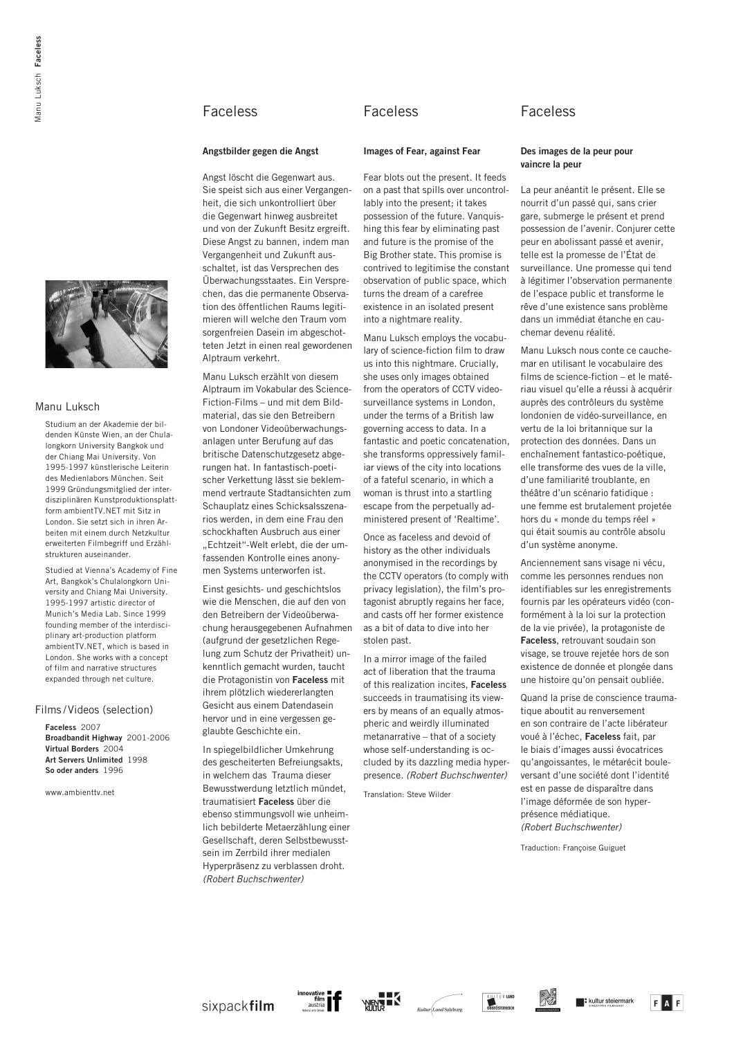## Manu Luksch

Studium an der Akademie der bildenden Künste Wien, an der Chulalongkorn University Bangkok und der Chiang Mai University. Von 1995-1997 künstlerische Leiterin des Medienlabors München. Seit 1999 Gründungsmitglied der interdisziplinären Kunstproduktionsplattform ambientTV.NET mit Sitz in London. Sie setzt sich in ihren Arbeiten mit einem durch Netzkultur erweiterten Filmbegriff und Erzählstrukturen auseinander.

Studied at Vienna's Academy of Fine Art, Bangkok's Chulalongkorn University and Chiang Mai University. 1995-1997 artistic director of Munich's Media Lab. Since 1999 founding member of the interdisciplinary art-production platform ambientTV.NET, which is based in London. She works with a concept of film and narrative structures expanded through net culture.

## Films / Videos (selection)

**Faceless** 2007
**Broadbandit Highway** 2001-2006
**Virtual Borders** 2004
**Art Servers Unlimited** 1998
**So oder anders** 1996

www.ambienttv.net

# Faceless

### Angstbilder gegen die Angst

Angst löscht die Gegenwart aus. Sie speist sich aus einer Vergangenheit, die sich unkontrolliert über die Gegenwart hinweg ausbreitet und von der Zukunft Besitz ergreift. Diese Angst zu bannen, indem man Vergangenheit und Zukunft ausschaltet, ist das Versprechen des Überwachungsstaates. Ein Versprechen, das die permanente Observation des öffentlichen Raums legitimieren will welche den Traum vom sorgenfreien Dasein im abgeschotteten Jetzt in einen real gewordenen Alptraum verkehrt.

Manu Luksch erzählt von diesem Alptraum im Vokabular des Science-Fiction-Films – und mit dem Bildmaterial, das sie den Betreibern von Londoner Videoüberwachungsanlagen unter Berufung auf das britische Datenschutzgesetz abgerungen hat. In fantastisch-poetischer Verkettung lässt sie beklemmend vertraute Stadtansichten zum Schauplatz eines Schicksalsszenarios werden, in dem eine Frau den schockhaften Ausbruch aus einer „Echtzeit"-Welt erlebt, die der umfassenden Kontrolle eines anonymen Systems unterworfen ist.

Einst gesichts- und geschichtslos wie die Menschen, die auf den von den Betreibern der Videoüberwachung herausgegebenen Aufnahmen (aufgrund der gesetzlichen Regelung zum Schutz der Privatheit) unkenntlich gemacht wurden, taucht die Protagonistin von **Faceless** mit ihrem plötzlich wiedererlangten Gesicht aus einem Datendasein hervor und in eine vergessen geglaubte Geschichte ein.

In spiegelbildlicher Umkehrung des gescheiterten Befreiungsakts, in welchem das Trauma dieser Bewusstwerdung letztlich mündet, traumatisiert **Faceless** über die ebenso stimmungsvoll wie unheimlich bebilderte Metaerzählung einer Gesellschaft, deren Selbstbewusstsein im Zerrbild ihrer medialen Hyperpräsenz zu verblassen droht. *(Robert Buchschwenter)*

# Faceless

### Images of Fear, against Fear

Fear blots out the present. It feeds on a past that spills over uncontrollably into the present; it takes possession of the future. Vanquishing this fear by eliminating past and future is the promise of the Big Brother state. This promise is contrived to legitimise the constant observation of public space, which turns the dream of a carefree existence in an isolated present into a nightmare reality.

Manu Luksch employs the vocabulary of science-fiction film to draw us into this nightmare. Crucially, she uses only images obtained from the operators of CCTV video-surveillance systems in London, under the terms of a British law governing access to data. In a fantastic and poetic concatenation, she transforms oppressively familiar views of the city into locations of a fateful scenario, in which a woman is thrust into a startling escape from the perpetually administered present of 'Realtime'.

Once as faceless and devoid of history as the other individuals anonymised in the recordings by the CCTV operators (to comply with privacy legislation), the film's protagonist abruptly regains her face, and casts off her former existence as a bit of data to dive into her stolen past.

In a mirror image of the failed act of liberation that the trauma of this realization incites, **Faceless** succeeds in traumatising its viewers by means of an equally atmospheric and weirdly illuminated metanarrative – that of a society whose self-understanding is occluded by its dazzling media hyperpresence. *(Robert Buchschwenter)*

Translation: Steve Wilder

# Faceless

### Des images de la peur pour vaincre la peur

La peur anéantit le présent. Elle se nourrit d'un passé qui, sans crier gare, submerge le présent et prend possession de l'avenir. Conjurer cette peur en abolissant passé et avenir, telle est la promesse de l'État de surveillance. Une promesse qui tend à légitimer l'observation permanente de l'espace public et transforme le rêve d'une existence sans problème dans un immédiat étanche en cauchemar devenu réalité.

Manu Luksch nous conte ce cauchemar en utilisant le vocabulaire des films de science-fiction – et le matériau visuel qu'elle a réussi à acquérir auprès des contrôleurs du système londonien de vidéo-surveillance, en vertu de la loi britannique sur la protection des données. Dans un enchaînement fantastico-poétique, elle transforme des vues de la ville, d'une familiarité troublante, en théâtre d'un scénario fatidique : une femme est brutalement projetée hors du « monde du temps réel » qui était soumis au contrôle absolu d'un système anonyme.

Anciennement sans visage ni vécu, comme les personnes rendues non identifiables sur les enregistrements fournis par les opérateurs vidéo (conformément à la loi sur la protection de la vie privée), la protagoniste de **Faceless**, retrouvant soudain son visage, se trouve rejetée hors de son existence de donnée et plongée dans une histoire qu'on pensait oubliée.

Quand la prise de conscience traumatique aboutit au renversement en son contraire de l'acte libérateur voué à l'échec, **Faceless** fait, par le biais d'images aussi évocatrices qu'angoissantes, le métarécit bouleversant d'une société dont l'identité est en passe de disparaître dans l'image déformée de son hyperprésence médiatique.
*(Robert Buchschwenter)*

Traduction: Françoise Guiguet